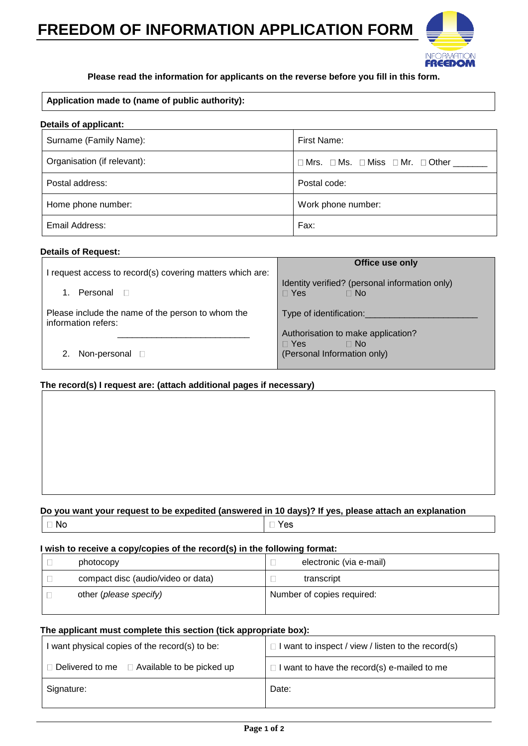# FREEDOM OF INFORMATION APPLICATION FORM

**Please read the information for applicants on the reverse before you fill in this form.**

| **Application made to (name of public authority):** |
|---|

**Details of applicant:**

| Surname (Family Name): | First Name: |
|---|---|
| Organisation (if relevant): | ☐ Mrs. ☐ Ms. ☐ Miss ☐ Mr. ☐ Other _______ |
| Postal address: | Postal code: |
| Home phone number: | Work phone number: |
| Email Address: | Fax: |

**Details of Request:**

| I request access to record(s) covering matters which are: | **Office use only** |
|---|---|
| 1. Personal ☐ | Identity verified? (personal information only) ☐ Yes ☐ No |
| Please include the name of the person to whom the information refers: ___________________________ | Type of identification:_______________________ |
| 2. Non-personal ☐ | Authorisation to make application? ☐ Yes ☐ No (Personal Information only) |

**The record(s) I request are: (attach additional pages if necessary)**

| |
|---|
| |

**Do you want your request to be expedited (answered in 10 days)? If yes, please attach an explanation**

| ☐ No | ☐ Yes |
|---|---|

**I wish to receive a copy/copies of the record(s) in the following format:**

| ☐ | photocopy | ☐ | electronic (via e-mail) |
|---|---|---|---|
| ☐ | compact disc (audio/video or data) | ☐ | transcript |
| ☐ | other (*please specify*) | Number of copies required: | |

**The applicant must complete this section (tick appropriate box):**

| I want physical copies of the record(s) to be: | ☐ I want to inspect / view / listen to the record(s) |
|---|---|
| ☐ Delivered to me ☐ Available to be picked up | ☐ I want to have the record(s) e-mailed to me |
| Signature: | Date: |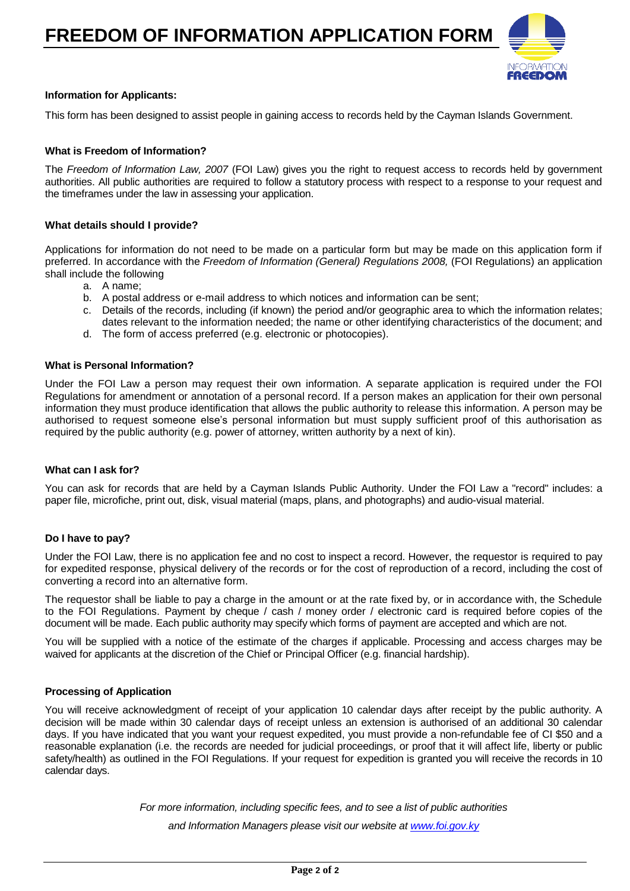# FREEDOM OF INFORMATION APPLICATION FORM

**Information for Applicants:**

This form has been designed to assist people in gaining access to records held by the Cayman Islands Government.

**What is Freedom of Information?**

The *Freedom of Information Law, 2007* (FOI Law) gives you the right to request access to records held by government authorities. All public authorities are required to follow a statutory process with respect to a response to your request and the timeframes under the law in assessing your application.

**What details should I provide?**

Applications for information do not need to be made on a particular form but may be made on this application form if preferred. In accordance with the *Freedom of Information (General) Regulations 2008,* (FOI Regulations) an application shall include the following

a. A name;
b. A postal address or e-mail address to which notices and information can be sent;
c. Details of the records, including (if known) the period and/or geographic area to which the information relates; dates relevant to the information needed; the name or other identifying characteristics of the document; and
d. The form of access preferred (e.g. electronic or photocopies).

**What is Personal Information?**

Under the FOI Law a person may request their own information. A separate application is required under the FOI Regulations for amendment or annotation of a personal record. If a person makes an application for their own personal information they must produce identification that allows the public authority to release this information. A person may be authorised to request someone else's personal information but must supply sufficient proof of this authorisation as required by the public authority (e.g. power of attorney, written authority by a next of kin).

**What can I ask for?**

You can ask for records that are held by a Cayman Islands Public Authority. Under the FOI Law a "record" includes: a paper file, microfiche, print out, disk, visual material (maps, plans, and photographs) and audio-visual material.

**Do I have to pay?**

Under the FOI Law, there is no application fee and no cost to inspect a record. However, the requestor is required to pay for expedited response, physical delivery of the records or for the cost of reproduction of a record, including the cost of converting a record into an alternative form.

The requestor shall be liable to pay a charge in the amount or at the rate fixed by, or in accordance with, the Schedule to the FOI Regulations. Payment by cheque / cash / money order / electronic card is required before copies of the document will be made. Each public authority may specify which forms of payment are accepted and which are not.

You will be supplied with a notice of the estimate of the charges if applicable. Processing and access charges may be waived for applicants at the discretion of the Chief or Principal Officer (e.g. financial hardship).

**Processing of Application**

You will receive acknowledgment of receipt of your application 10 calendar days after receipt by the public authority. A decision will be made within 30 calendar days of receipt unless an extension is authorised of an additional 30 calendar days. If you have indicated that you want your request expedited, you must provide a non-refundable fee of CI $50 and a reasonable explanation (i.e. the records are needed for judicial proceedings, or proof that it will affect life, liberty or public safety/health) as outlined in the FOI Regulations. If your request for expedition is granted you will receive the records in 10 calendar days.

*For more information, including specific fees, and to see a list of public authorities and Information Managers please visit our website at [www.foi.gov.ky](http://www.foi.gov.ky)*